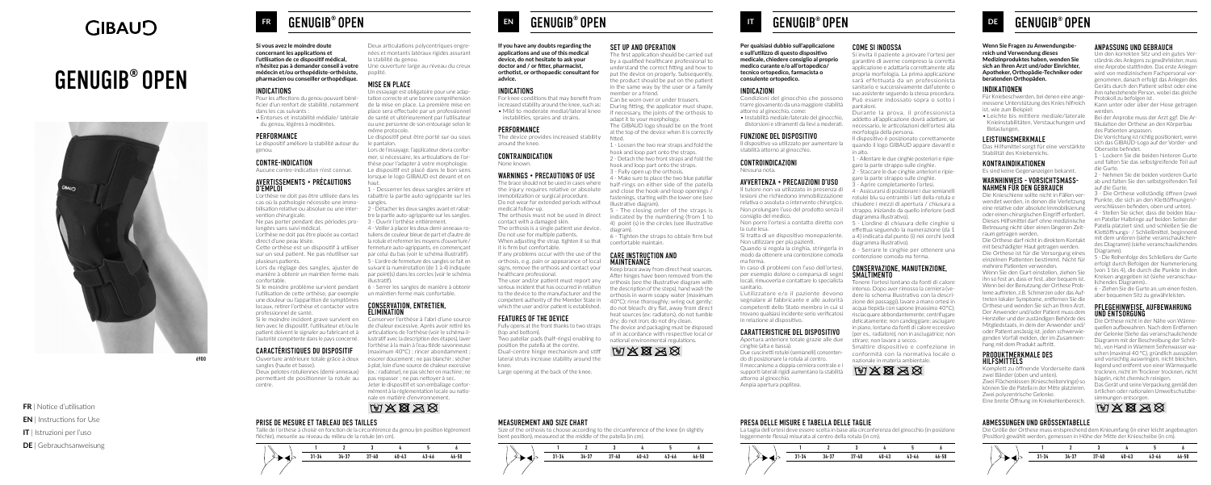# GIBAUD

# GENUGIB® OPEN

6900

**FR** | Notice d'utilisation
**EN** | Instructions for Use
**IT** | Istruzioni per l'uso
**DE** | Gebrauchsanweisung

## FR GENUGIB® OPEN

**Si vous avez le moindre doute concernant les applications et l'utilisation de ce dispositif médical, n'hésitez pas à demander conseil à votre médecin et/ou orthopédiste-orthésiste, pharmacien ou conseiller orthopédique.**

### INDICATIONS

Pour les affections du genou pouvant bénéficier d'un renfort de stabilité, notamment dans les cas suivants :
- Entorses et instabilité médiale/ latérale du genou, légères à modérées.

### PERFORMANCE

Le dispositif améliore la stabilité autour du genou.

### CONTRE-INDICATION

Aucune contre-indication n'est connue.

### AVERTISSEMENTS • PRÉCAUTIONS D'EMPLOI

L'orthèse ne doit pas être utilisée dans les cas où la pathologie nécessite une immobilisation relative ou absolue ou une intervention chirurgicale.

Ne pas porter pendant des périodes prolongées sans suivi médical.

L'orthèse ne doit pas être placée au contact direct d'une peau lésée.

Cette orthèse est un dispositif à utiliser sur un seul patient. Ne pas réutiliser sur plusieurs patients.

Lors du réglage des sangles, ajuster de manière à obtenir un maintien ferme mais confortable.

Si le moindre problème survient pendant l'utilisation de cette orthèse, par exemple une douleur ou l'apparition de symptômes locaux, retirer l'orthèse et contacter votre professionnel de santé.

Si le moindre incident grave survient en lien avec le dispositif, l'utilisateur et/ou le patient doivent le signaler au fabricant et à l'autorité compétente dans le pays concerné.

### CARACTÉRISTIQUES DU DISPOSITIF

Ouverture antérieure totale grâce à deux sangles (haute et basse).

Deux pelotes rotuliennes (demi-anneaux) permettant de positionner la rotule au centre.

Deux articulations polycentriques engrenées et montants latéraux rigides assurant la stabilité du genou.

Une ouverture large au niveau du creux poplité.

### MISE EN PLACE

Un essayage est obligatoire pour une adaptation correcte et une bonne compréhension de la mise en place. La première mise en place sera effectuée par un professionnel de santé et ultérieurement par l'utilisateur ou une personne de son entourage selon le même protocole.

Le dispositif peut être porté sur ou sous le pantalon.

Lors de l'essayage, l'applicateur devra confirmer, si nécessaire, les articulations de l'orthèse pour l'adapter à votre morphologie. Le dispositif est placé dans le bon sens lorsque le logo GIBAUD est devant et en haut.

1 - Desserrer les deux sangles arrière et rabattre la partie auto-agrippante sur les sangles.

2 - Détacher les deux sangles avant et rabattre la partie auto-agrippante sur les sangles.

3 - Ouvrir l'orthèse entièrement.

4 - Veiller à placer les deux demi-anneaux rotuliens de couleur bleue de part et d'autre de la rotule et refermer les moyens d'ouverture/ fermeture auto-agrippants, en commençant par celui du bas (voir le schéma illustratif).

5 - L'ordre de fermeture des sangles se fait en suivant la numérotation (de 1 à 4) indiquée par point(s) dans les cercles (voir le schéma illustratif).

6 - Serrer les sangles de manière à obtenir un maintien ferme mais confortable.

### CONSERVATION, ENTRETIEN, ÉLIMINATION

Conserver l'orthèse à l'abri d'une source de chaleur excessive. Après avoir retiré les articulations de l'orthèse (voir le schéma illustratif avec la description des étapes), laver l'orthèse à la main à l'eau tiède savonneuse (maximum 40°C) ; rincer abondamment ; essorer doucement ; ne pas blanchir ; sécher à plat, loin d'une source de chaleur excessive (ex. : radiateur), ne pas sécher en machine ; ne pas repasser ; ne pas nettoyer à sec.

Jeter le dispositif et son emballage conformément à la réglementation locale ou nationale en matière d'environnement.

### PRISE DE MESURE ET TABLEAU DES TAILLES

Taille de l'orthèse à choisir en fonction de la circonférence du genou (en position légèrement fléchie), mesurée au niveau du milieu de la rotule (en cm).

| | 1 | 2 | 3 | 4 | 5 | 6 |
|---|---|---|---|---|---|---|
| | 31-34 | 34-37 | 37-40 | 40-43 | 43-46 | 46-50 |

## EN GENUGIB® OPEN

**If you have any doubts regarding the applications and use of this medical device, do not hesitate to ask your doctor and / or fitter, pharmacist, orthotist, or orthopaedic consultant for advice.**

### INDICATIONS

For knee conditions that may benefit from increased stability around the knee, such as:
- Mild to moderate medial/lateral knee instabilities, sprains and strains.

### PERFORMANCE

The device provides increased stability around the knee.

### CONTRAINDICATION

None known.

### WARNINGS • PRECAUTIONS OF USE

The brace should not be used in cases where the injury requires relative or absolute immobilization or surgical procedure.

Do not wear for extended periods without medical follow-up.

The orthosis must not be used in direct contact with a damaged skin.

The orthosis is a single patient use device. Do not use for multiple patients.

When adjusting the strap, tighten it so that it is firm but comfortable.

If any problems occur with the use of the orthosis, e.g. pain or appearance of local signs, remove the orthosis and contact your medical professional.

The user and/or patient must report any serious incident that has occurred in relation to the device to the manufacturer and the competent authority of the Member State in which the user and/or patient is established.

### FEATURES OF THE DEVICE

Fully opens at the front thanks to two straps (top and bottom).

Two patellar pads (half-rings) enabling to position the patella at the centre.

Dual-centre hinge mechanism and stiff lateral struts increase stability around the knee.

Large opening at the back of the knee.

### SET UP AND OPERATION

The first application should be carried out by a qualified healthcare professional to understand the correct fitting and how to put the device on properly. Subsequently, the product should be put on the patient in the same way by the user or a family member or a friend.

Can be worn over or under trousers.

During fitting, the applicator must shape, if necessary, the joints of the orthosis to adapt it to your morphology.

The GIBAUD logo should be on the front at the top of the device when it is correctly fitted.

1 - Loosen the two rear straps and fold the hook and loop part onto the straps.

2 - Detach the two front straps and fold the hook and loop part onto the straps.

3 - Fully open up the orthosis.

4 - Make sure to place the two blue patellar half-rings on either side of the patella and close the hook-and-loop openings / fastenings, starting with the lower one (see illustrative diagram).

5 - The closing order of the straps is indicated by the numbering (from 1 to 4) point (s) in the circles (see illustrative diagram).

6 - Tighten the straps to obtain firm but comfortable maintain.

### CARE INSTRUCTION AND MAINTENANCE

Keep brace away from direct heat sources. After hinges have been removed from the orthosis (see the illustrative diagram with the description of the steps), hand wash the orthosis in warm soapy water (maximum 40°C); rinse thoroughly; wring out gently; do not bleach; dry flat, away from direct heat sources (ex: radiators), do not tumble dry; do not iron; do not dry clean.

The device and packaging must be disposed of in accordance with respective local or national environmental regulations.

### MEASUREMENT AND SIZE CHART

Size of the orthosis to choose according to the circumference of the knee (in slightly bent position), measured at the middle of the patella (in cm).

| | 1 | 2 | 3 | 4 | 5 | 6 |
|---|---|---|---|---|---|---|
| | 31-34 | 34-37 | 37-40 | 40-43 | 43-46 | 46-50 |

## IT GENUGIB® OPEN

**Per qualsiasi dubbio sull'applicazione e sull'utilizzo di questo dispositivo medicale, chiedere consiglio al proprio medico curante e/o all'ortopedico/ tecnico ortopedico, farmacista o consulente ortopedico.**

### INDICAZIONI

Condizioni del ginocchio che possono trarre giovamento da una maggiore stabilità attorno al ginocchio, come:
- instabilità mediale/laterale del ginocchio, distorsioni e stiramenti da lievi a moderati.

### FUNZIONE DEL DISPOSITIVO

Il dispositivo va utilizzato per aumentare la stabilità attorno al ginocchio.

### CONTROINDICAZIONI

Nessuna nota.

### AVVERTENZA • PRECAUZIONI D'USO

Il tutore non va utilizzato in presenza di lesioni che richiedono immobilizzazione relativa o assoluta o intervento chirurgico. Non prolungare l'uso del prodotto senza il consiglio del medico.

Non porre l'ortesi a contatto diretto con la cute lesa.

Si tratta di un dispositivo monopaziente. Non utilizzare per più pazienti.

Quando si regola la cinghia, stringerla in modo da ottenere una contenzione comoda ma ferma.

In caso di problemi con l'uso dell'ortesi, per esempio dolore o comparsa di segni locali, rimuoverla e contattare lo specialista sanitario.

L'utilizzatore e/o il paziente devono segnalare al fabbricante e alle autorità competenti dello Stato membro in cui si trovano qualsiasi incidente serio verificatosi in relazione al dispositivo.

### CARATTERISTICHE DEL DISPOSITIVO

Apertura anteriore totale grazie alle due cinghie (alta e bassa).

Due cuscinetti rotulei (semianelli) consentendo di posizionare la rotula al centro.

Il meccanismo a doppia cerniera centrale e i supporti laterali rigidi aumentano la stabilità attorno al ginocchio.

Ampia apertura poplitea.

### COME SI INDOSSA

Si invita il paziente a provare l'ortesi per garantire di averne compreso la corretta applicazione e adattarla correttamente alla propria morfologia. La prima applicazione sarà effettuata da un professionista sanitario e successivamente dall'utente o suo assistente seguendo la stessa procedura. Può essere indossato sopra o sotto i pantaloni.

Durante la prova, il professionista addetto all'applicazione dovrà adattare, se necessario, le articolazioni dell'ortesi alla morfologia della persona.

Il dispositivo è posizionato correttamente quando il logo GIBAUD appare davanti e in alto.

1 - Allentare le due cinghie posteriori e ripiegare la parte strappo sulle cinghie.

2 - Staccare le due cinghie anteriori e ripiegare la parte strappo sulle cinghie.

3 - Aprire completamente l'ortesi.

4 - Assicurarsi di posizionare i due semianelli rotulei blu su entrambi i lati della rotula e chiudere i mezzi di apertura / chiusura a strappo, iniziando da quello inferiore (vedi diagramma illustrativo).

5 - L'ordine di chiusura delle cinghie si effettua seguendo la numerazione (da 1 a 4) indicata dai punto (i) nei cerchi (vedi diagramma illustrativo).

6 - Serrare le cinghie per ottenere una contenzione comoda ma ferma.

### CONSERVAZIONE, MANUTENZIONE, SMALTIMENTO

Tenere l'ortesi lontano da fonti di calore intense. Dopo aver rimosso la cerniera (vedere lo schema illustrativo con la descrizione dei passaggi), lavare a mano ortesi in acqua tiepida con sapone (massimo 40°C); risciacquare abbondantemente; centrifugare delicatamente; non candeggiare; asciugare in piano, lontano da fonti di calore eccessivo (per es., radiatore), non in asciugatrice; non stirare; non lavare a secco.

Smaltire dispositivo e confezione in conformità con la normativa locale o nazionale in materia ambientale.

### PRESA DELLE MISURE E TABELLA DELLE TAGLIE

La taglia dell'ortesi deve essere scelta in base alla circonferenza del ginocchio (in posizione leggermente flessa) misurata al centro della rotula (in cm).

| | 1 | 2 | 3 | 4 | 5 | 6 |
|---|---|---|---|---|---|---|
| | 31-34 | 34-37 | 37-40 | 40-43 | 43-46 | 46-50 |

## DE GENUGIB® OPEN

**Wenn Sie Fragen zu Anwendungsbereich und Verwendung dieses Medizinproduktes haben, wenden Sie sich an Ihren Arzt und/oder Einrichter, Apotheker, Orthopädie-Techniker oder beratenden Orthopäden.**

### INDIKATIONEN

Für Kniebeschwerden, bei denen eine angemessene Unterstützung des Knies hilfreich ist, wie zum Beispiel:
- Leichte bis mittlere mediale/laterale Knieinstabilitäten, Verstauchungen und Belastungen.

### LEISTUNGSMERKMALE

Das Hilfsmittel sorgt für eine verstärkte Stabilität des Kniebereichs.

### KONTRAINDIKATIONEN

Es sind keine Gegenanzeigen bekannt.

### WARNHINWEIS - VORSICHTSMASSNAHMEN FÜR DEN GEBRAUCH

Die Knieschiene sollte nicht in Fällen verwendet werden, in denen die Verletzung eine relative oder absolute Immobilisierung oder einen chirurgischen Eingriff erfordert. Dieses Hilfsmittel darf ohne medizinische Betreuung nicht über einen längeren Zeitraum getragen werden.

Die Orthese darf nicht in direktem Kontakt mit beschädigter Haut getragen werden.

Die Orthese ist für die Versorgung eines einzelnen Patienten bestimmt. Nicht für mehrere Patienten verwenden.

Wenn Sie den Gurt einstellen, ziehen Sie ihn so fest an, dass er fest, aber bequem ist.

Wenn bei der Benutzung der Orthese Probleme auftreten, z.B. Schmerzen oder das Auftreten lokaler Symptome, entfernen Sie die Orthese und wenden Sie sich an Ihren Arzt.

Der Anwender und/oder Patient muss dem Hersteller und der zuständigen Behörde des Mitgliedstaats, in dem der Anwender und/ oder Patient ansässig ist, jeden schwerwiegenden Vorfall melden, der im Zusammenhang mit dem Produkt auftritt.

### PRODUKTMERKMALE DES HILFSMITTELS

Komplett zu öffnende Vorderseite dank zwei Bänder (oben und unten).

Zwei Flächenkissen (Kniescheibenringe) so können Sie die Patella in der Mitte platzieren.

Zwei polyzentrische Gelenke.

Eine breite Öffnung im Kniekehlenbereich.

### ANPASSUNG UND GEBRAUCH

Um den korrekten Sitz und ein gutes Verständnis des Anlegens zu gewährleisten, muss eine Anprobe stattfinden. Das erste Anlegen wird von medizinischem Fachpersonal vorgenommen, danach erfolgt das Anlegen des Geräts durch den Patient selbst oder eine ihm nahestehende Person, wobei das gleiche Protokoll zu befolgen ist.

Kann unter oder über der Hose getragen werden.

Bei der Anprobe muss der Arzt ggf. Die Artikulation der Orthese an den Körperbau des Patienten anpassen.

Die Vorrichtung ist richtig positioniert, wenn sich das GIBAUD-Logo auf der Vorder- und Oberseite befindet.

1 - Lockern Sie die beiden hinteren Gurte und falten Sie das selbstgreifende Teil auf die Gurte.

2 - Nehmen Sie die beiden vorderen Gurte ab und falten Sie den selbstgreifenden Teil auf die Gurte.

3 - Die Orthese vollständig öffnen (zwei Punkte, die sich an den Klettöffnungen/-verschlüssen befinden, oben und unten).

4 - Stellen Sie sicher, dass die beiden blauen Patellar-Halbringe auf beiden Seiten der Patella platziert sind und schließen Sie die Klettöffnungs- / Schließmittel, beginnend mit dem unteren (siehe veranschaulichendes Diagramm) (siehe veranschaulichendes Diagramm).

5 - Die Reihenfolge des Schließens der Gurte erfolgt durch Befolgen der Nummerierung (von 1 bis 4), die durch die Punkte in den Kreisen angegeben ist (siehe veranschaulichendes Diagramm).

6 - Ziehen Sie die Gurte an, um einen festen, aber bequemen Sitz zu gewährleisten.

### PFLEGEHINWEISE, AUFBEWAHRUNG UND ENTSORGUNG

Die Orthese nicht in der Nähe von Wärmequellen aufbewahren. Nach dem Entfernen der Gelenke (Siehe das veranschaulichende Diagramm mit der Beschreibung der Schritte), von Hand in Warmem Seifenwasser waschen (maximal 40 °C), gründlich ausspülen und vorsichtig ausdrücken; nicht bleichen, liegend und entfernt von einer Wärmequelle trocknen, nicht im Trockner trocknen, nicht bügeln, nicht chemisch reinigen.

Das Gerät und seine Verpackung gemäß den örtlichen oder nationalen Umweltschutzbestimmungen entsorgen.

### ABMESSUNGEN UND GRÖSSENTABELLE

Die Größe der Orthese muss entsprechend dem Knieumfang (in einer leicht angebeugten (Position) gewählt werden, gemessen in Höhe der Mitte der Kniescheibe (in cm).

| | 1 | 2 | 3 | 4 | 5 | 6 |
|---|---|---|---|---|---|---|
| | 31-34 | 34-37 | 37-40 | 40-43 | 43-46 | 46-50 |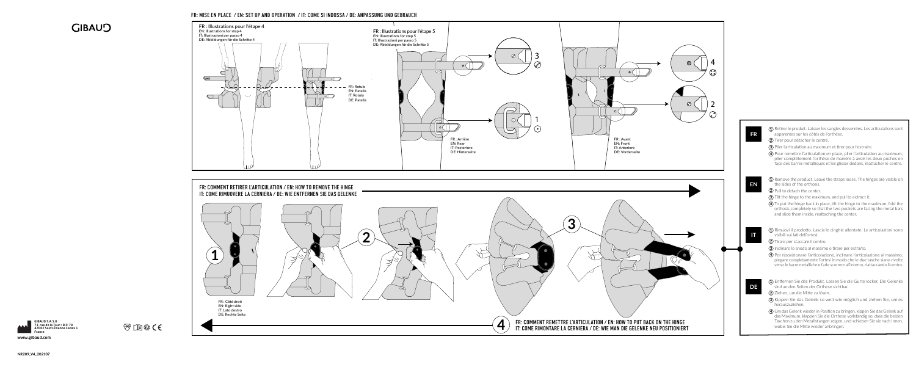# FR: MISE EN PLACE / EN: SET UP AND OPERATION / IT: COME SI INDOSSA / DE: ANPASSUNG UND GEBRAUCH

GIBAUD

FR : Illustrations pour l'étape 4
EN: Illustrations for step 4
IT: Illustrazioni per passo 4
DE: Abbildungen für die Schritte 4

FR: Rotule
EN: Patella
IT: Rotula
DE: Patella

FR : Illustrations pour l'étape 5
EN: Illustrations for step 5
IT: Illustrazioni per passo 5
DE: Abbildungen für die Schritte 5

3

1

FR : Arrière
EN: Rear
IT: Posteriore
DE: Hinterseite

4

2

FR : Avant
EN: Front
IT: Anteriore
DE: Vorderseite

## FR: COMMENT RETIRER L'ARTICULATION / EN: HOW TO REMOVE THE HINGE IT: COME RIMUOVERE LA CERNIERA / DE: WIE ENTFERNEN SIE DAS GELENKE

1

2

3

FR : Côté droit
EN: Right side
IT: Lato destro
DE: Rechte Seite

4

## FR: COMMENT REMETTRE L'ARTICULATION / EN: HOW TO PUT BACK ON THE HINGE IT: COME RIMONTARE LA CERNIERA / DE: WIE MAN DIE GELENKE NEU POSITIONIERT

**FR**

1. Retirer le produit. Laisser les sangles desserrées. Les articulations sont apparentes sur les côtés de l'orthèse.
2. Tirer pour détacher le centre.
3. Plier l'articulation au maximum et tirer pour l'extraire.
4. Pour remettre l'articulation en place, plier l'articulation au maximum, plier complètement l'orthèse de manière à avoir les deux poches en face des barres métalliques et les glisser dedans, rattacher le centre.

**EN**

1. Remove the product. Leave the straps loose. The hinges are visible on the sides of the orthosis.
2. Pull to detach the center.
3. Tilt the hinge to the maximum, and pull to extract it.
4. To put the hinge back in place, tilt the hinge to the maximum, fold the orthosis completely so that the two pockets are facing the metal bars and slide them inside, reattaching the center.

**IT**

1. Rimuovi il prodotto. Lascia le cinghie allentate. Le articolazioni sono visibili sui lati dell'ortesi.
2. Tirare per staccare il centro.
3. Inclinare lo snodo al massimo e tirare per estrarlo.
4. Per riposizionare l'articolazione, inclinare l'articolazione al massimo, piegare completamente l'ortesi in modo che le due tasche siano rivolte verso le barre metalliche e farle scorrere all'interno, riattaccando il centro.

**DE**

1. Entfernen Sie das Produkt. Lassen Sie die Gurte locker. Die Gelenke sind an den Seiten der Orthese sichtbar.
2. Ziehen, um die Mitte zu lösen.
3. Kippen Sie das Gelenk so weit wie möglich und ziehen Sie, um es herauszuziehen.
4. Um das Gelenk wieder in Position zu bringen, kippen Sie das Gelenk auf das Maximum, klappen Sie die Orthese vollständig so, dass die beiden Taschen zu den Metallstangen zeigen, und schieben Sie sie nach innen, wobei Sie die Mitte wieder anbringen.

GIBAUD S.A.S.U
73, rue de la Tour • B.P. 78
42002 Saint-Etienne Cedex 1
France
www.gibaud.com

NR209_V4_202107